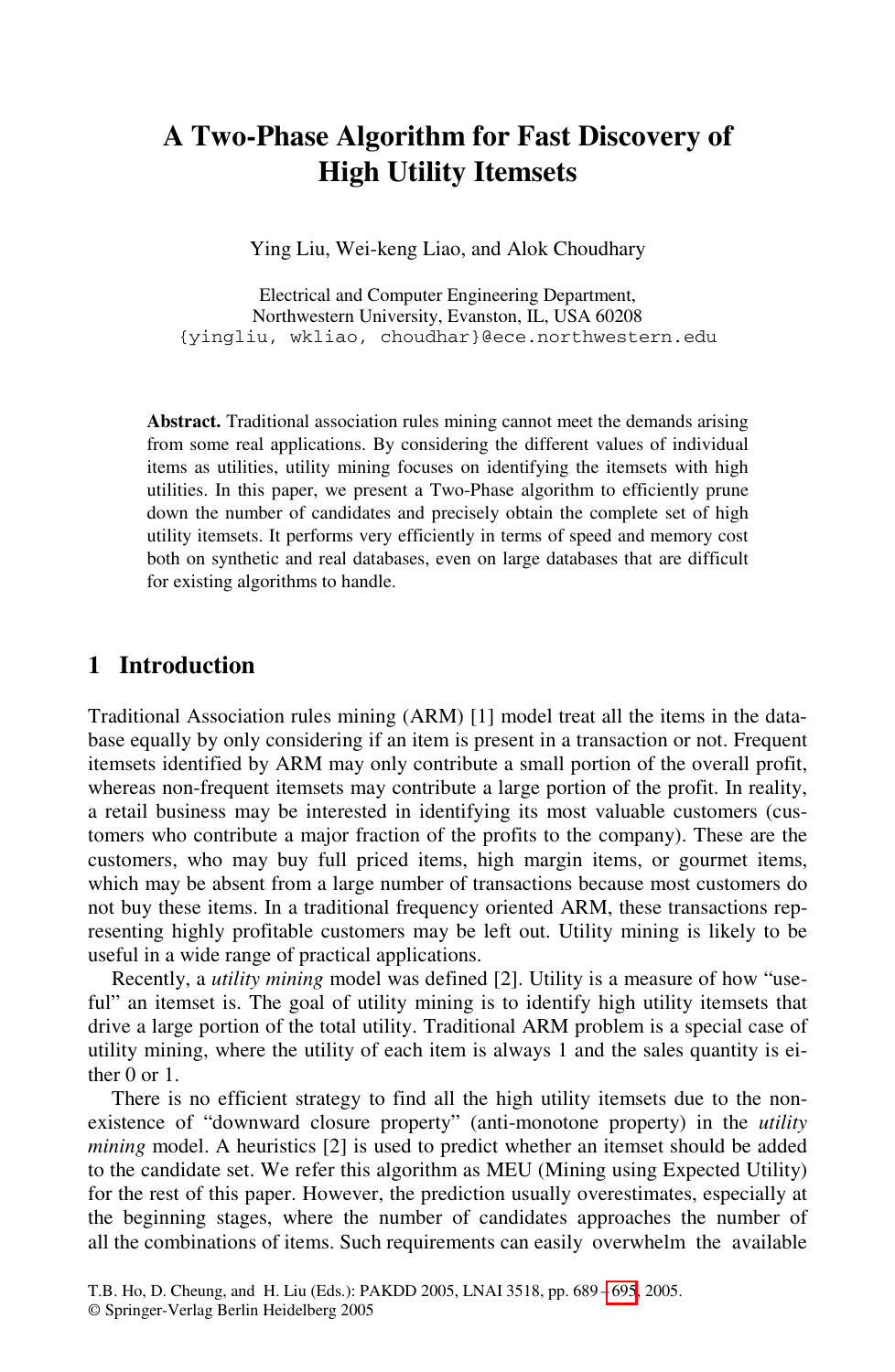# A Two-Phase Algorithm for Fast Discovery of High Utility Itemsets

Ying Liu, Wei-keng Liao, and Alok Choudhary

Electrical and Computer Engineering Department,
Northwestern University, Evanston, IL, USA 60208
{yingliu, wkliao, choudhar}@ece.northwestern.edu

**Abstract.** Traditional association rules mining cannot meet the demands arising from some real applications. By considering the different values of individual items as utilities, utility mining focuses on identifying the itemsets with high utilities. In this paper, we present a Two-Phase algorithm to efficiently prune down the number of candidates and precisely obtain the complete set of high utility itemsets. It performs very efficiently in terms of speed and memory cost both on synthetic and real databases, even on large databases that are difficult for existing algorithms to handle.

## 1 Introduction

Traditional Association rules mining (ARM) [1] model treat all the items in the database equally by only considering if an item is present in a transaction or not. Frequent itemsets identified by ARM may only contribute a small portion of the overall profit, whereas non-frequent itemsets may contribute a large portion of the profit. In reality, a retail business may be interested in identifying its most valuable customers (customers who contribute a major fraction of the profits to the company). These are the customers, who may buy full priced items, high margin items, or gourmet items, which may be absent from a large number of transactions because most customers do not buy these items. In a traditional frequency oriented ARM, these transactions representing highly profitable customers may be left out. Utility mining is likely to be useful in a wide range of practical applications.

Recently, a *utility mining* model was defined [2]. Utility is a measure of how "useful" an itemset is. The goal of utility mining is to identify high utility itemsets that drive a large portion of the total utility. Traditional ARM problem is a special case of utility mining, where the utility of each item is always 1 and the sales quantity is either 0 or 1.

There is no efficient strategy to find all the high utility itemsets due to the non-existence of "downward closure property" (anti-monotone property) in the *utility mining* model. A heuristics [2] is used to predict whether an itemset should be added to the candidate set. We refer this algorithm as MEU (Mining using Expected Utility) for the rest of this paper. However, the prediction usually overestimates, especially at the beginning stages, where the number of candidates approaches the number of all the combinations of items. Such requirements can easily overwhelm the available

T.B. Ho, D. Cheung, and H. Liu (Eds.): PAKDD 2005, LNAI 3518, pp. 689 – 695, 2005.
© Springer-Verlag Berlin Heidelberg 2005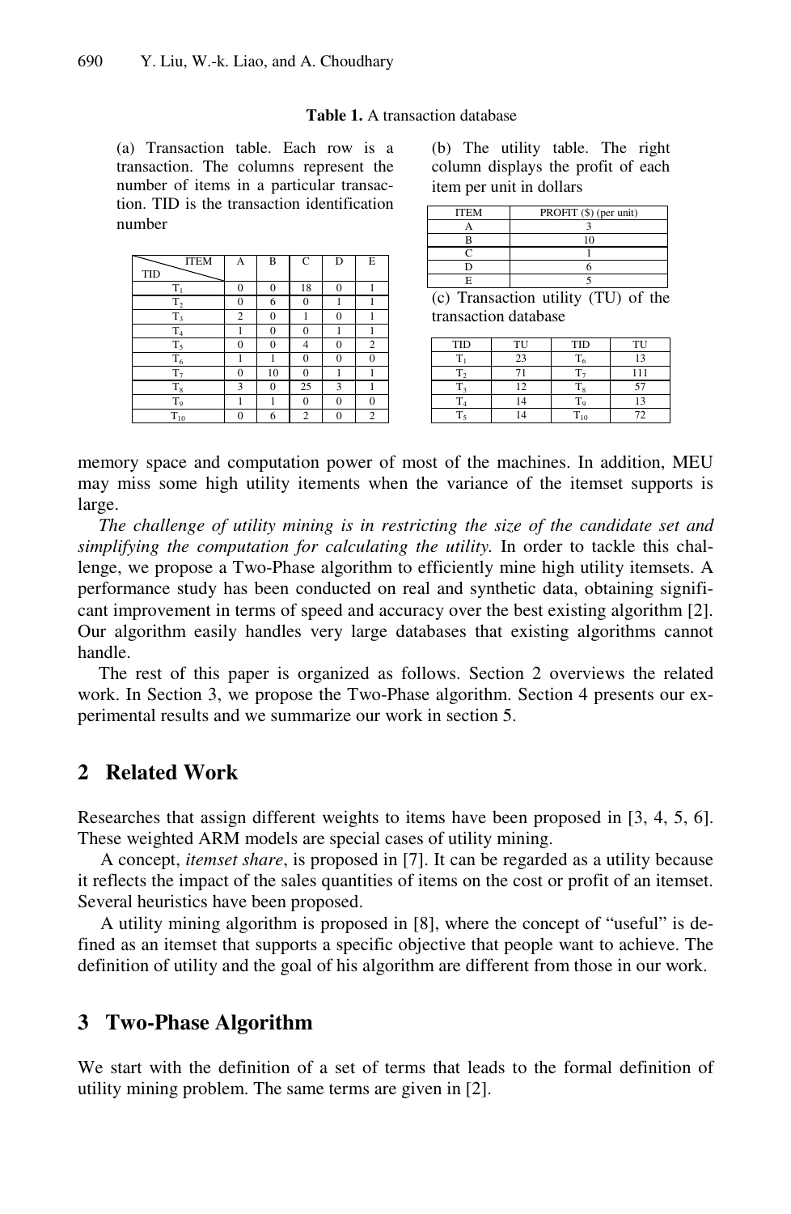**Table 1.** A transaction database

(a) Transaction table. Each row is a transaction. The columns represent the number of items in a particular transaction. TID is the transaction identification number

| TID \ ITEM | A | B | C | D | E |
|---|---|---|---|---|---|
| $T_1$ | 0 | 0 | 18 | 0 | 1 |
| $T_2$ | 0 | 6 | 0 | 1 | 1 |
| $T_3$ | 2 | 0 | 1 | 0 | 1 |
| $T_4$ | 1 | 0 | 0 | 1 | 1 |
| $T_5$ | 0 | 0 | 4 | 0 | 2 |
| $T_6$ | 1 | 1 | 0 | 0 | 0 |
| $T_7$ | 0 | 10 | 0 | 1 | 1 |
| $T_8$ | 3 | 0 | 25 | 3 | 1 |
| $T_9$ | 1 | 1 | 0 | 0 | 0 |
| $T_{10}$ | 0 | 6 | 2 | 0 | 2 |

(b) The utility table. The right column displays the profit of each item per unit in dollars

| ITEM | PROFIT ($) (per unit) |
|---|---|
| A | 3 |
| B | 10 |
| C | 1 |
| D | 6 |
| E | 5 |

(c) Transaction utility (TU) of the transaction database

| TID | TU | TID | TU |
|---|---|---|---|
| $T_1$ | 23 | $T_6$ | 13 |
| $T_2$ | 71 | $T_7$ | 111 |
| $T_3$ | 12 | $T_8$ | 57 |
| $T_4$ | 14 | $T_9$ | 13 |
| $T_5$ | 14 | $T_{10}$ | 72 |

memory space and computation power of most of the machines. In addition, MEU may miss some high utility itements when the variance of the itemset supports is large.

*The challenge of utility mining is in restricting the size of the candidate set and simplifying the computation for calculating the utility.* In order to tackle this challenge, we propose a Two-Phase algorithm to efficiently mine high utility itemsets. A performance study has been conducted on real and synthetic data, obtaining significant improvement in terms of speed and accuracy over the best existing algorithm [2]. Our algorithm easily handles very large databases that existing algorithms cannot handle.

The rest of this paper is organized as follows. Section 2 overviews the related work. In Section 3, we propose the Two-Phase algorithm. Section 4 presents our experimental results and we summarize our work in section 5.

## 2 Related Work

Researches that assign different weights to items have been proposed in [3, 4, 5, 6]. These weighted ARM models are special cases of utility mining.

A concept, *itemset share*, is proposed in [7]. It can be regarded as a utility because it reflects the impact of the sales quantities of items on the cost or profit of an itemset. Several heuristics have been proposed.

A utility mining algorithm is proposed in [8], where the concept of "useful" is defined as an itemset that supports a specific objective that people want to achieve. The definition of utility and the goal of his algorithm are different from those in our work.

## 3 Two-Phase Algorithm

We start with the definition of a set of terms that leads to the formal definition of utility mining problem. The same terms are given in [2].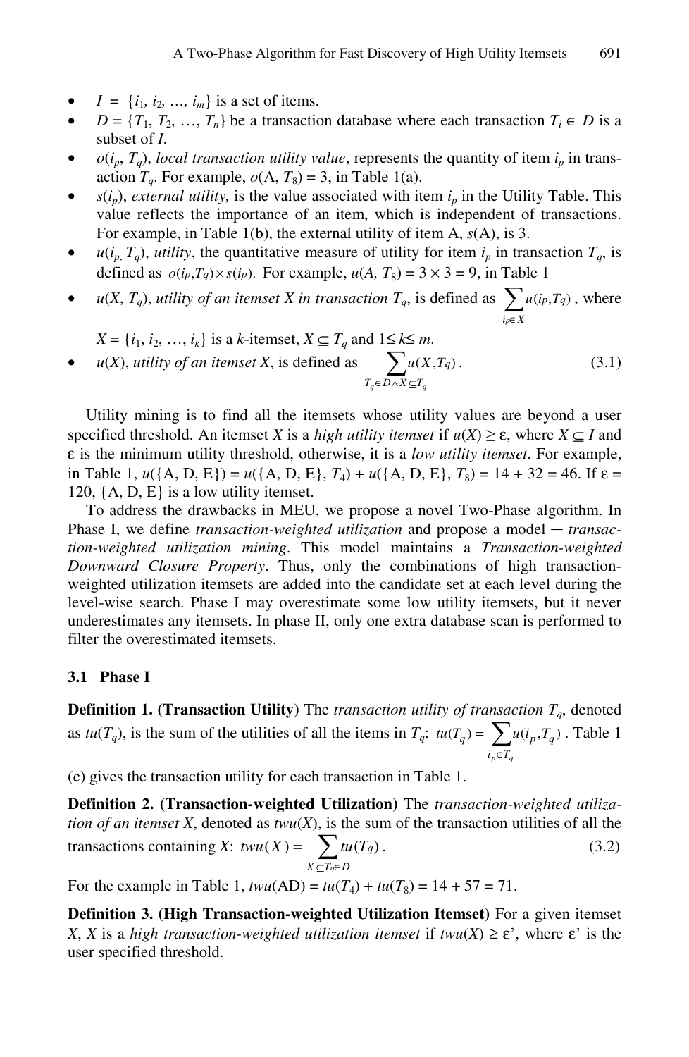- $I = \{i_1, i_2, \ldots, i_m\}$ is a set of items.
- $D = \{T_1, T_2, \ldots, T_n\}$ be a transaction database where each transaction $T_i \in D$ is a subset of $I$.
- $o(i_p, T_q)$, *local transaction utility value*, represents the quantity of item $i_p$ in transaction $T_q$. For example, $o(A, T_8) = 3$, in Table 1(a).
- $s(i_p)$, *external utility,* is the value associated with item $i_p$ in the Utility Table. This value reflects the importance of an item, which is independent of transactions. For example, in Table 1(b), the external utility of item A, $s(A)$, is 3.
- $u(i_p, T_q)$, *utility*, the quantitative measure of utility for item $i_p$ in transaction $T_q$, is defined as $o(i_p,T_q) \times s(i_p)$. For example, $u(A, T_8) = 3 \times 3 = 9$, in Table 1
- $u(X, T_q)$, *utility of an itemset X in transaction* $T_q$, is defined as $\sum_{i_p \in X} u(i_p,T_q)$, where $X = \{i_1, i_2, \ldots, i_k\}$ is a $k$-itemset, $X \subseteq T_q$ and $1 \le k \le m$.
- $u(X)$, *utility of an itemset X*, is defined as $\sum_{T_q \in D \wedge X \subseteq T_q} u(X,T_q)$. (3.1)

Utility mining is to find all the itemsets whose utility values are beyond a user specified threshold. An itemset $X$ is a *high utility itemset* if $u(X) \ge \varepsilon$, where $X \subseteq I$ and $\varepsilon$ is the minimum utility threshold, otherwise, it is a *low utility itemset*. For example, in Table 1, $u(\{A, D, E\}) = u(\{A, D, E\}, T_4) + u(\{A, D, E\}, T_8) = 14 + 32 = 46$. If $\varepsilon = 120$, {A, D, E} is a low utility itemset.

To address the drawbacks in MEU, we propose a novel Two-Phase algorithm. In Phase I, we define *transaction-weighted utilization* and propose a model ─ *transaction-weighted utilization mining*. This model maintains a *Transaction-weighted Downward Closure Property*. Thus, only the combinations of high transaction-weighted utilization itemsets are added into the candidate set at each level during the level-wise search. Phase I may overestimate some low utility itemsets, but it never underestimates any itemsets. In phase II, only one extra database scan is performed to filter the overestimated itemsets.

### 3.1 Phase I

**Definition 1. (Transaction Utility)** The *transaction utility of transaction* $T_q$, denoted as $tu(T_q)$, is the sum of the utilities of all the items in $T_q$: $tu(T_q) = \sum_{i_p \in T_q} u(i_p, T_q)$. Table 1 (c) gives the transaction utility for each transaction in Table 1.

**Definition 2. (Transaction-weighted Utilization)** The *transaction-weighted utilization of an itemset X*, denoted as $twu(X)$, is the sum of the transaction utilities of all the transactions containing $X$: $twu(X) = \sum_{X \subseteq T_q \in D} tu(T_q)$. (3.2)

For the example in Table 1, $twu(AD) = tu(T_4) + tu(T_8) = 14 + 57 = 71$.

**Definition 3. (High Transaction-weighted Utilization Itemset)** For a given itemset $X$, $X$ is a *high transaction-weighted utilization itemset* if $twu(X) \ge \varepsilon'$, where $\varepsilon'$ is the user specified threshold.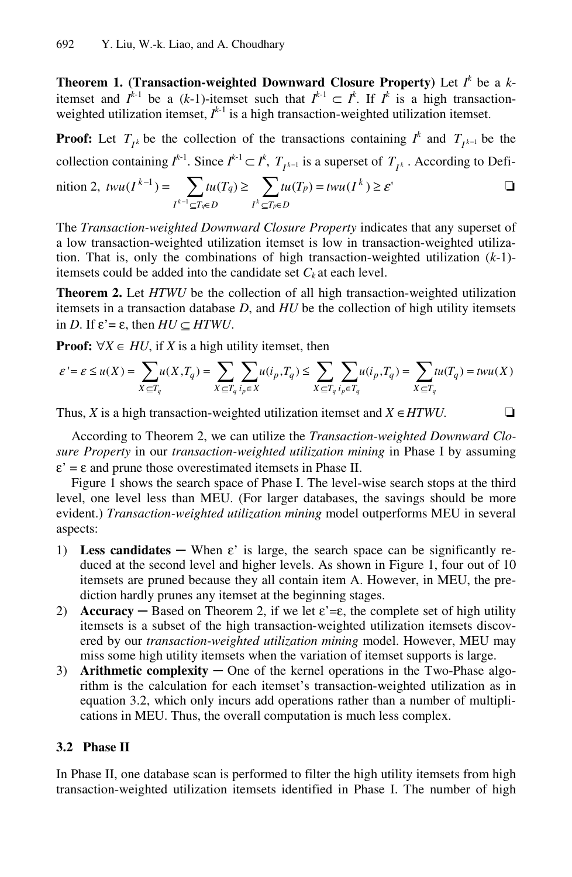**Theorem 1. (Transaction-weighted Downward Closure Property)** Let $I^k$ be a $k$-itemset and $I^{k-1}$ be a ($k$-1)-itemset such that $I^{k-1} \subset I^k$. If $I^k$ is a high transaction-weighted utilization itemset, $I^{k-1}$ is a high transaction-weighted utilization itemset.

**Proof:** Let $T_{I^k}$ be the collection of the transactions containing $I^k$ and $T_{I^{k-1}}$ be the collection containing $I^{k-1}$. Since $I^{k-1} \subset I^k$, $T_{I^{k-1}}$ is a superset of $T_{I^k}$. According to Definition 2, $twu(I^{k-1}) = \sum_{I^{k-1} \subseteq T_q \in D} tu(T_q) \geq \sum_{I^k \subseteq T_p \in D} tu(T_p) = twu(I^k) \geq \varepsilon'$ ❑

The *Transaction-weighted Downward Closure Property* indicates that any superset of a low transaction-weighted utilization itemset is low in transaction-weighted utilization. That is, only the combinations of high transaction-weighted utilization ($k$-1)-itemsets could be added into the candidate set $C_k$ at each level.

**Theorem 2.** Let *HTWU* be the collection of all high transaction-weighted utilization itemsets in a transaction database *D*, and *HU* be the collection of high utility itemsets in *D*. If ε'= ε, then $HU \subseteq HTWU$.

**Proof:** $\forall X \in HU$, if *X* is a high utility itemset, then

$$\varepsilon' = \varepsilon \leq u(X) = \sum_{X \subseteq T_q} u(X, T_q) = \sum_{X \subseteq T_q} \sum_{i_p \in X} u(i_p, T_q) \leq \sum_{X \subseteq T_q} \sum_{i_p \in T_q} u(i_p, T_q) = \sum_{X \subseteq T_q} tu(T_q) = twu(X)$$

Thus, *X* is a high transaction-weighted utilization itemset and $X \in HTWU$. ❑

According to Theorem 2, we can utilize the *Transaction-weighted Downward Closure Property* in our *transaction-weighted utilization mining* in Phase I by assuming ε' = ε and prune those overestimated itemsets in Phase II.

Figure 1 shows the search space of Phase I. The level-wise search stops at the third level, one level less than MEU. (For larger databases, the savings should be more evident.) *Transaction-weighted utilization mining* model outperforms MEU in several aspects:

1) **Less candidates** ─ When ε' is large, the search space can be significantly reduced at the second level and higher levels. As shown in Figure 1, four out of 10 itemsets are pruned because they all contain item A. However, in MEU, the prediction hardly prunes any itemset at the beginning stages.
2) **Accuracy** ─ Based on Theorem 2, if we let ε'=ε, the complete set of high utility itemsets is a subset of the high transaction-weighted utilization itemsets discovered by our *transaction-weighted utilization mining* model. However, MEU may miss some high utility itemsets when the variation of itemset supports is large.
3) **Arithmetic complexity** ─ One of the kernel operations in the Two-Phase algorithm is the calculation for each itemset's transaction-weighted utilization as in equation 3.2, which only incurs add operations rather than a number of multiplications in MEU. Thus, the overall computation is much less complex.

### 3.2 Phase II

In Phase II, one database scan is performed to filter the high utility itemsets from high transaction-weighted utilization itemsets identified in Phase I. The number of high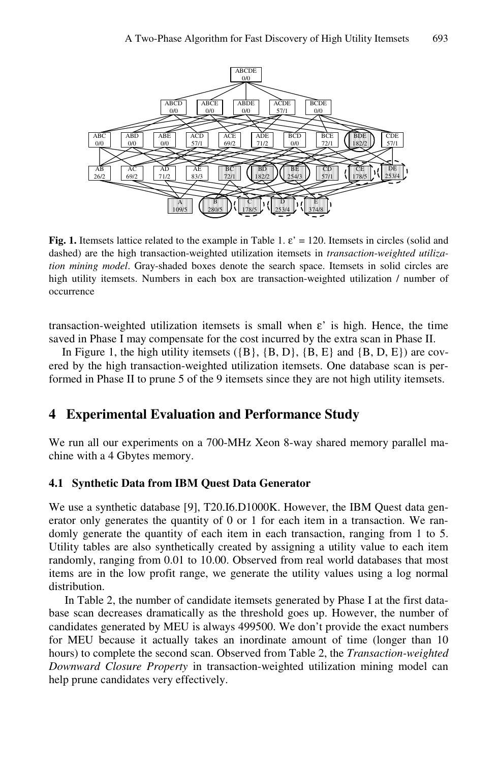Fig. 1. Itemsets lattice related to the example in Table 1. ε' = 120. Itemsets in circles (solid and dashed) are the high transaction-weighted utilization itemsets in *transaction-weighted utilization mining model*. Gray-shaded boxes denote the search space. Itemsets in solid circles are high utility itemsets. Numbers in each box are transaction-weighted utilization / number of occurrence

transaction-weighted utilization itemsets is small when ε' is high. Hence, the time saved in Phase I may compensate for the cost incurred by the extra scan in Phase II.

In Figure 1, the high utility itemsets ({B}, {B, D}, {B, E} and {B, D, E}) are covered by the high transaction-weighted utilization itemsets. One database scan is performed in Phase II to prune 5 of the 9 itemsets since they are not high utility itemsets.

## 4 Experimental Evaluation and Performance Study

We run all our experiments on a 700-MHz Xeon 8-way shared memory parallel machine with a 4 Gbytes memory.

### 4.1 Synthetic Data from IBM Quest Data Generator

We use a synthetic database [9], T20.I6.D1000K. However, the IBM Quest data generator only generates the quantity of 0 or 1 for each item in a transaction. We randomly generate the quantity of each item in each transaction, ranging from 1 to 5. Utility tables are also synthetically created by assigning a utility value to each item randomly, ranging from 0.01 to 10.00. Observed from real world databases that most items are in the low profit range, we generate the utility values using a log normal distribution.

In Table 2, the number of candidate itemsets generated by Phase I at the first database scan decreases dramatically as the threshold goes up. However, the number of candidates generated by MEU is always 499500. We don't provide the exact numbers for MEU because it actually takes an inordinate amount of time (longer than 10 hours) to complete the second scan. Observed from Table 2, the *Transaction-weighted Downward Closure Property* in transaction-weighted utilization mining model can help prune candidates very effectively.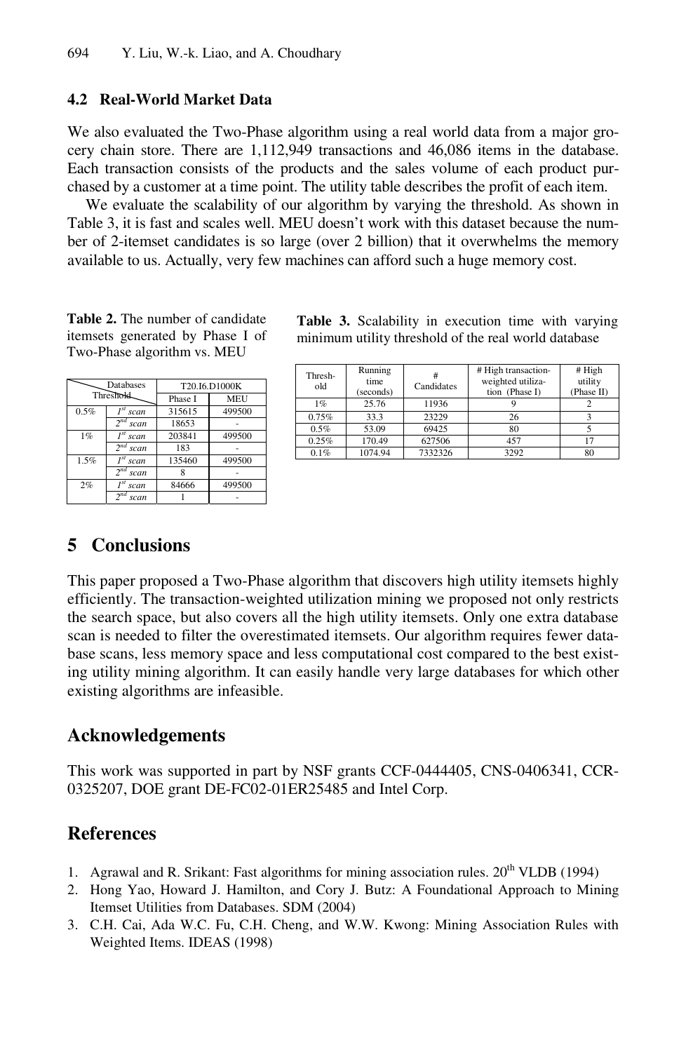## 4.2 Real-World Market Data

We also evaluated the Two-Phase algorithm using a real world data from a major grocery chain store. There are 1,112,949 transactions and 46,086 items in the database. Each transaction consists of the products and the sales volume of each product purchased by a customer at a time point. The utility table describes the profit of each item.

We evaluate the scalability of our algorithm by varying the threshold. As shown in Table 3, it is fast and scales well. MEU doesn't work with this dataset because the number of 2-itemset candidates is so large (over 2 billion) that it overwhelms the memory available to us. Actually, very few machines can afford such a huge memory cost.

**Table 2.** The number of candidate itemsets generated by Phase I of Two-Phase algorithm vs. MEU

| Threshold \ Databases | | T20.I6.D1000K | |
|---|---|---|---|
| | | Phase I | MEU |
| 0.5% | *1st scan* | 315615 | 499500 |
| | *2nd scan* | 18653 | - |
| 1% | *1st scan* | 203841 | 499500 |
| | *2nd scan* | 183 | - |
| 1.5% | *1st scan* | 135460 | 499500 |
| | *2nd scan* | 8 | - |
| 2% | *1st scan* | 84666 | 499500 |
| | *2nd scan* | 1 | - |

**Table 3.** Scalability in execution time with varying minimum utility threshold of the real world database

| Threshold | Running time (seconds) | # Candidates | # High transaction-weighted utilization (Phase I) | # High utility (Phase II) |
|---|---|---|---|---|
| 1% | 25.76 | 11936 | 9 | 2 |
| 0.75% | 33.3 | 23229 | 26 | 3 |
| 0.5% | 53.09 | 69425 | 80 | 5 |
| 0.25% | 170.49 | 627506 | 457 | 17 |
| 0.1% | 1074.94 | 7332326 | 3292 | 80 |

# 5 Conclusions

This paper proposed a Two-Phase algorithm that discovers high utility itemsets highly efficiently. The transaction-weighted utilization mining we proposed not only restricts the search space, but also covers all the high utility itemsets. Only one extra database scan is needed to filter the overestimated itemsets. Our algorithm requires fewer database scans, less memory space and less computational cost compared to the best existing utility mining algorithm. It can easily handle very large databases for which other existing algorithms are infeasible.

# Acknowledgements

This work was supported in part by NSF grants CCF-0444405, CNS-0406341, CCR-0325207, DOE grant DE-FC02-01ER25485 and Intel Corp.

# References

1. Agrawal and R. Srikant: Fast algorithms for mining association rules. 20th VLDB (1994)
2. Hong Yao, Howard J. Hamilton, and Cory J. Butz: A Foundational Approach to Mining Itemset Utilities from Databases. SDM (2004)
3. C.H. Cai, Ada W.C. Fu, C.H. Cheng, and W.W. Kwong: Mining Association Rules with Weighted Items. IDEAS (1998)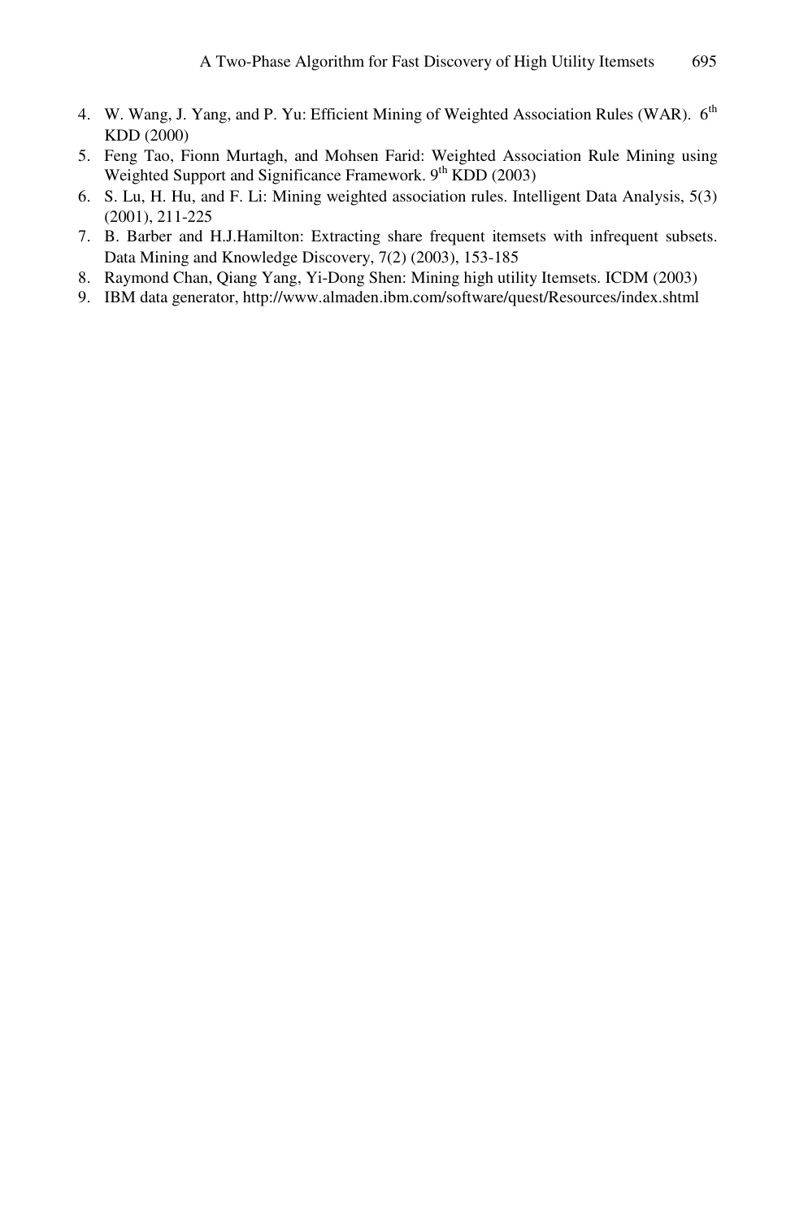4. W. Wang, J. Yang, and P. Yu: Efficient Mining of Weighted Association Rules (WAR). 6th KDD (2000)
5. Feng Tao, Fionn Murtagh, and Mohsen Farid: Weighted Association Rule Mining using Weighted Support and Significance Framework. 9th KDD (2003)
6. S. Lu, H. Hu, and F. Li: Mining weighted association rules. Intelligent Data Analysis, 5(3) (2001), 211-225
7. B. Barber and H.J.Hamilton: Extracting share frequent itemsets with infrequent subsets. Data Mining and Knowledge Discovery, 7(2) (2003), 153-185
8. Raymond Chan, Qiang Yang, Yi-Dong Shen: Mining high utility Itemsets. ICDM (2003)
9. IBM data generator, http://www.almaden.ibm.com/software/quest/Resources/index.shtml